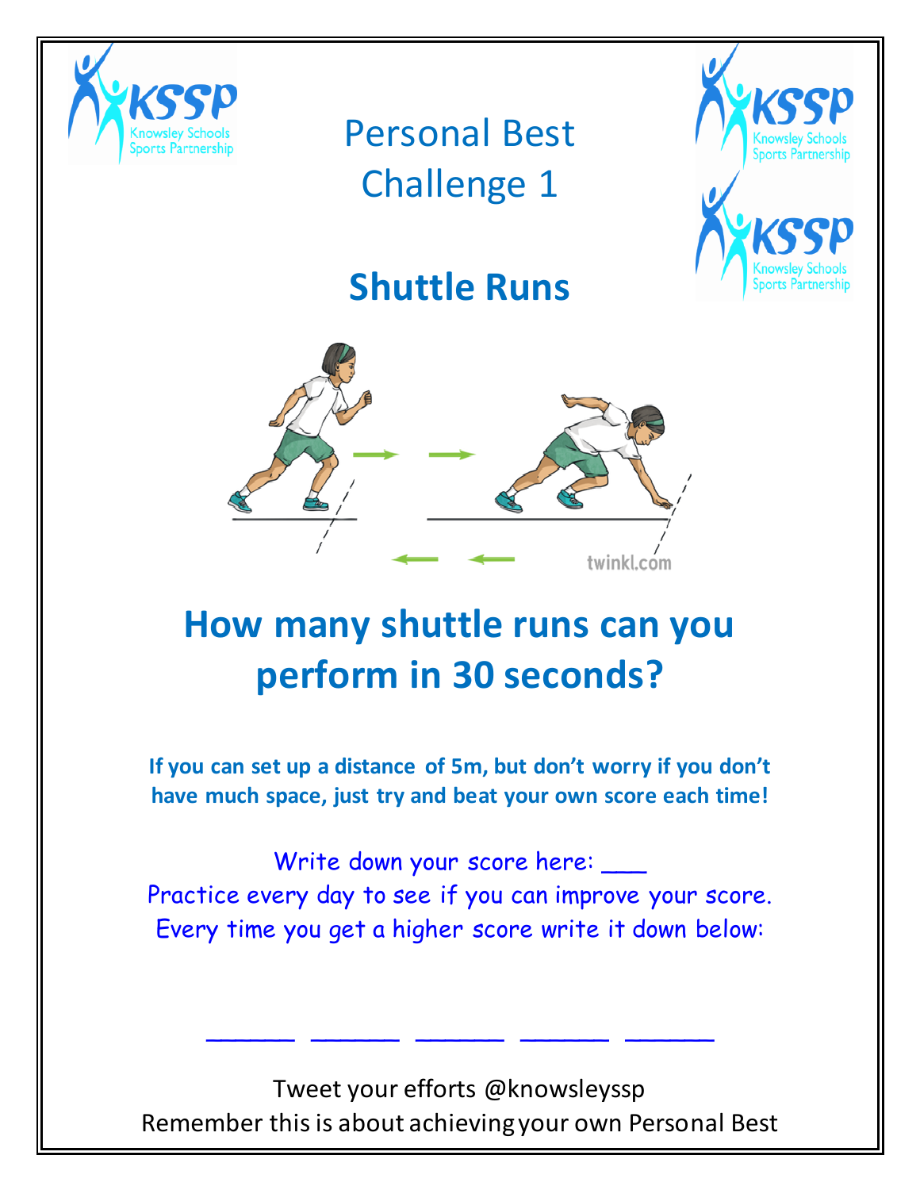# Personal Best Challenge 1

## Shuttle Runs

## How many shuttle runs can you perform in 30 seconds?

**If you can set up a distance of 5m, but don't worry if you don't have much space, just try and beat your own score each time!**

Write down your score here: ___

Practice every day to see if you can improve your score.

Every time you get a higher score write it down below:

______ ______ ______ ______ ______

Tweet your efforts @knowsleyssp

Remember this is about achieving your own Personal Best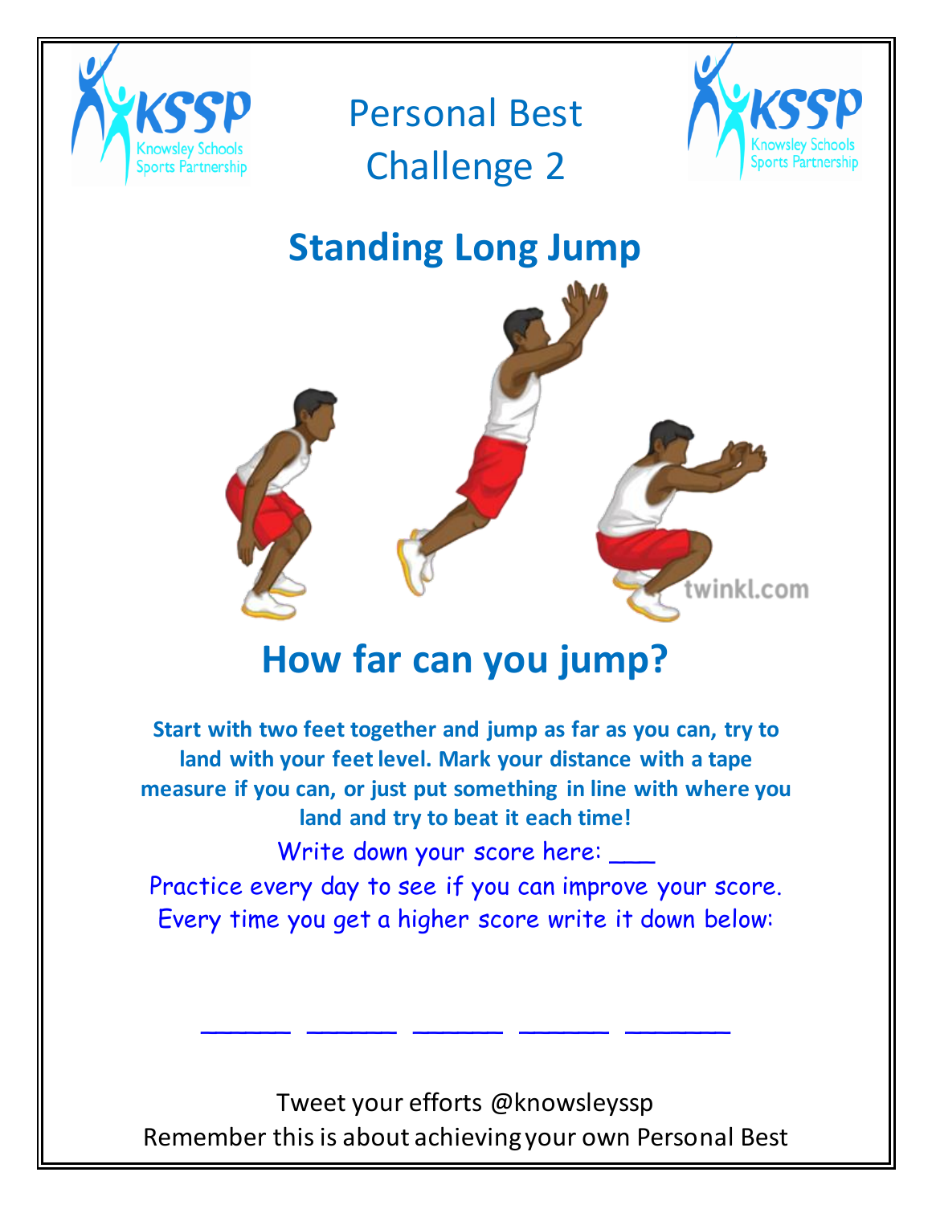# Personal Best Challenge 2

## Standing Long Jump

## How far can you jump?

**Start with two feet together and jump as far as you can, try to land with your feet level. Mark your distance with a tape measure if you can, or just put something in line with where you land and try to beat it each time!**

Write down your score here: ___

Practice every day to see if you can improve your score.
Every time you get a higher score write it down below:

______ ______ ______ ______ _______

Tweet your efforts @knowsleyssp
Remember this is about achieving your own Personal Best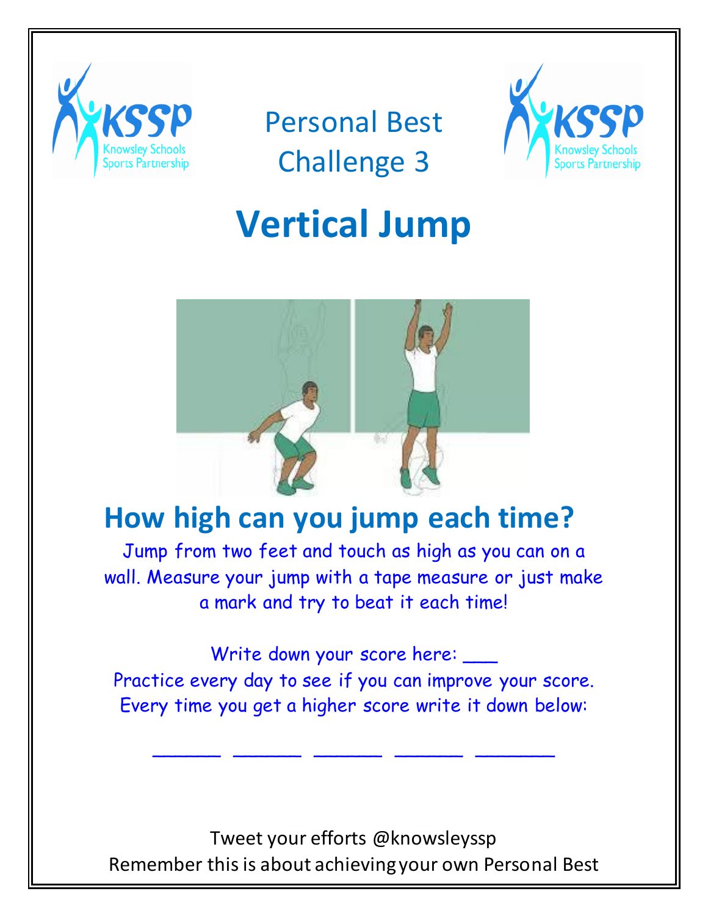Personal Best
Challenge 3

# Vertical Jump

## How high can you jump each time?

Jump from two feet and touch as high as you can on a wall. Measure your jump with a tape measure or just make a mark and try to beat it each time!

Write down your score here: ___
Practice every day to see if you can improve your score.
Every time you get a higher score write it down below:

______ ______ ______ ______ _______

Tweet your efforts @knowsleyssp
Remember this is about achieving your own Personal Best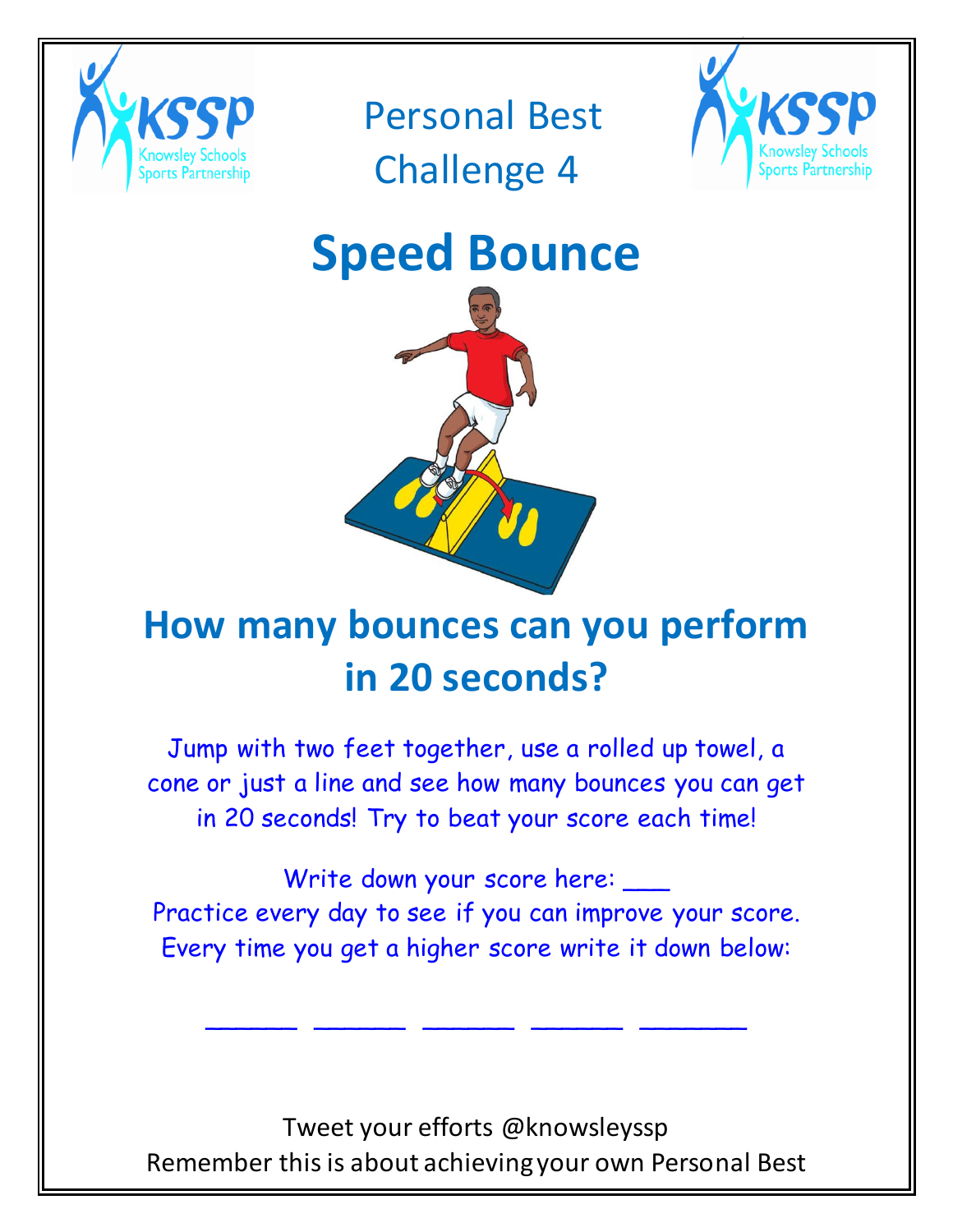Personal Best Challenge 4

# Speed Bounce

## How many bounces can you perform in 20 seconds?

Jump with two feet together, use a rolled up towel, a cone or just a line and see how many bounces you can get in 20 seconds! Try to beat your score each time!

Write down your score here: ___
Practice every day to see if you can improve your score.
Every time you get a higher score write it down below:

______ ______ ______ ______ _______

Tweet your efforts @knowsleyssp
Remember this is about achieving your own Personal Best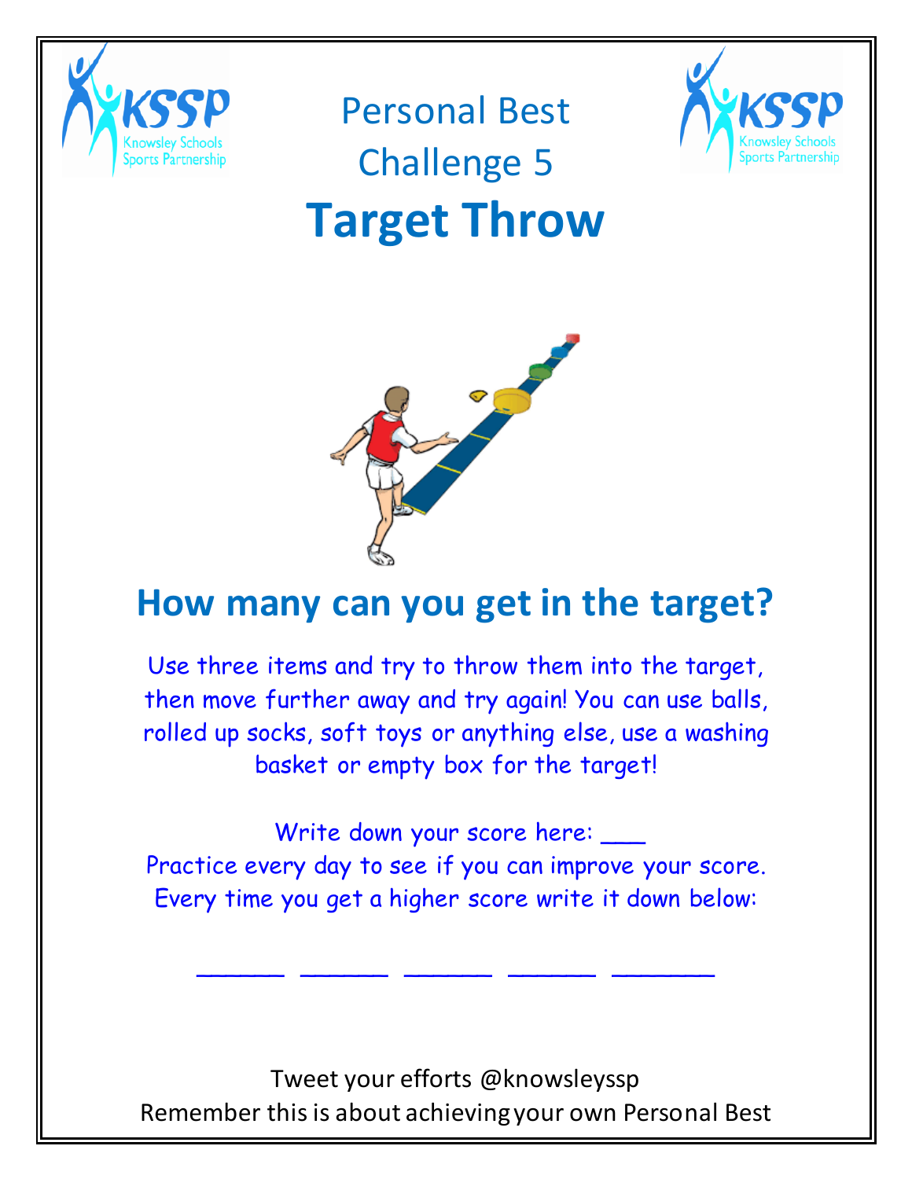# Personal Best Challenge 5

# Target Throw

## How many can you get in the target?

Use three items and try to throw them into the target, then move further away and try again! You can use balls, rolled up socks, soft toys or anything else, use a washing basket or empty box for the target!

Write down your score here: ___

Practice every day to see if you can improve your score.

Every time you get a higher score write it down below:

______ ______ ______ ______ _______

Tweet your efforts @knowsleyssp

Remember this is about achieving your own Personal Best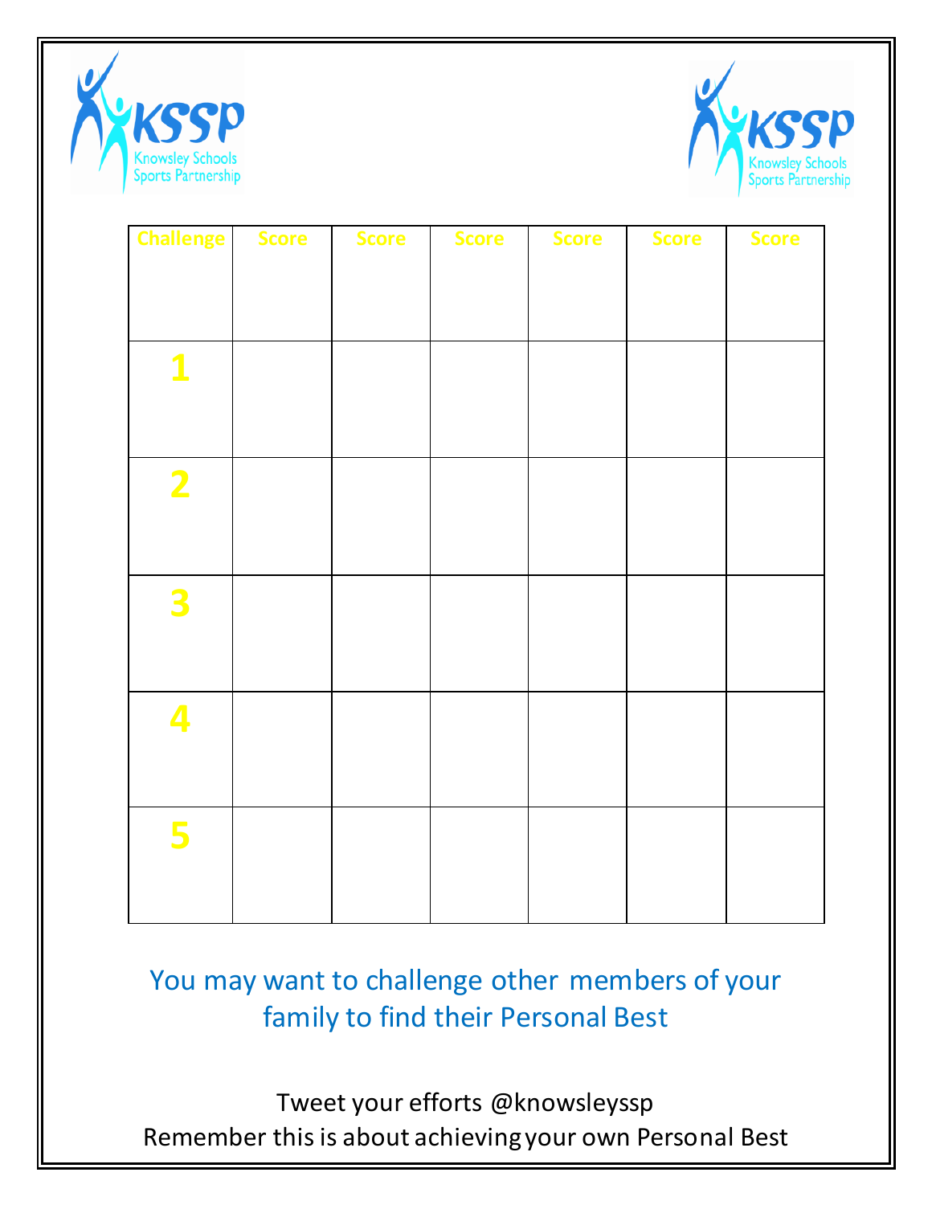KSSP Knowsley Schools Sports Partnership

KSSP Knowsley Schools Sports Partnership

| Challenge | Score | Score | Score | Score | Score | Score |
|---|---|---|---|---|---|---|
| 1 | | | | | | |
| 2 | | | | | | |
| 3 | | | | | | |
| 4 | | | | | | |
| 5 | | | | | | |

You may want to challenge other members of your family to find their Personal Best

Tweet your efforts @knowsleyssp

Remember this is about achieving your own Personal Best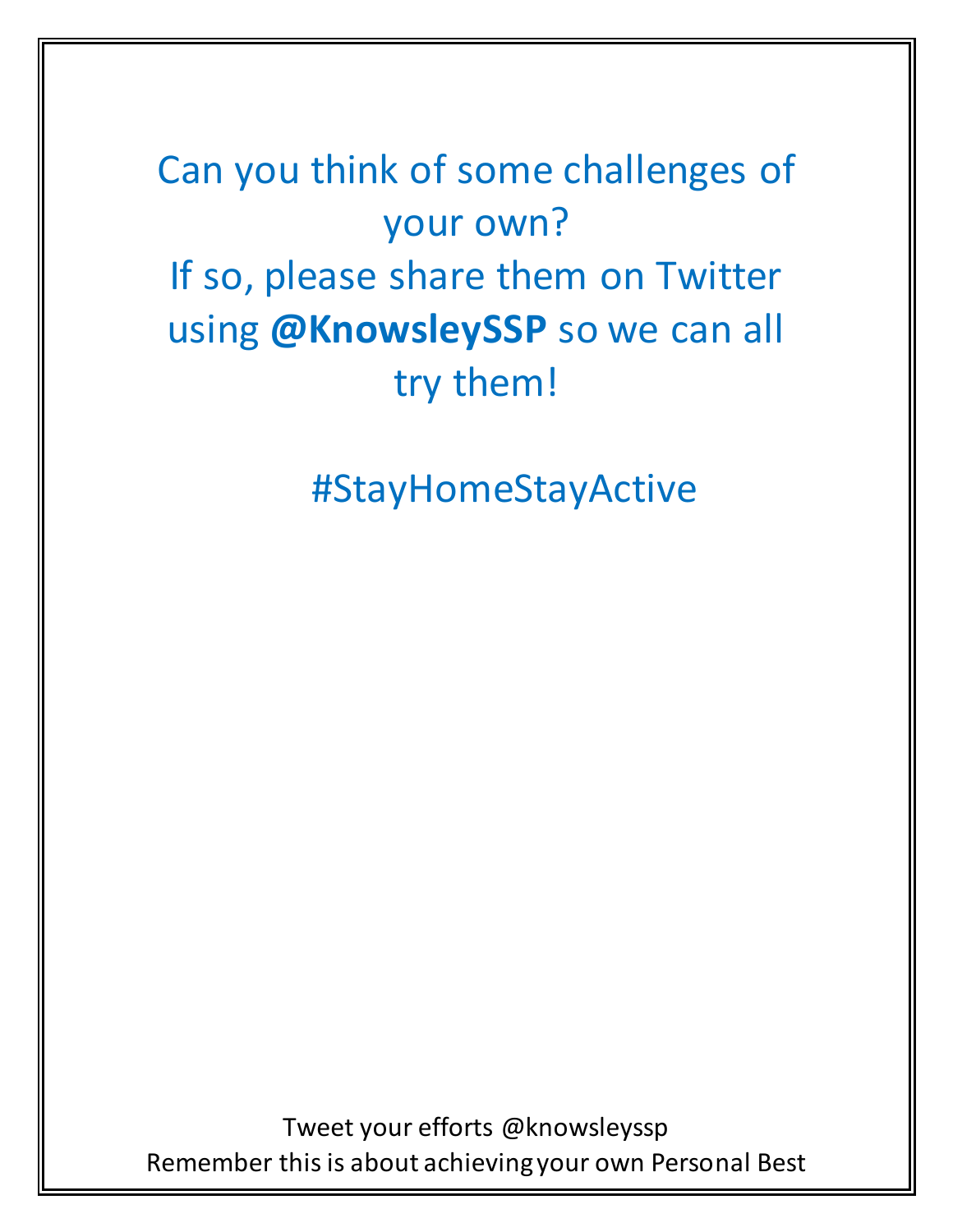Can you think of some challenges of your own?

If so, please share them on Twitter using **@KnowsleySSP** so we can all try them!

#StayHomeStayActive

Tweet your efforts @knowsleyssp

Remember this is about achieving your own Personal Best